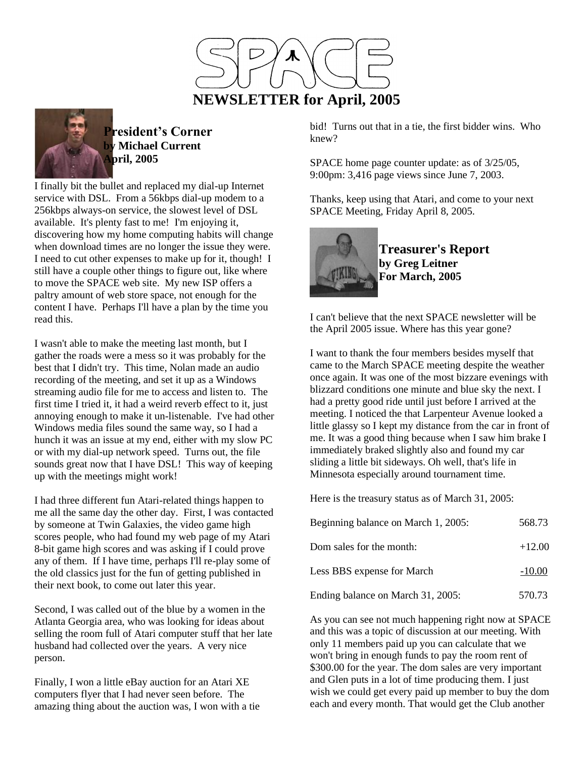# SPACE

## NEWSLETTER for April, 2005

### President's Corner
**by Michael Current**
**April, 2005**

I finally bit the bullet and replaced my dial-up Internet service with DSL. From a 56kbps dial-up modem to a 256kbps always-on service, the slowest level of DSL available. It's plenty fast to me! I'm enjoying it, discovering how my home computing habits will change when download times are no longer the issue they were. I need to cut other expenses to make up for it, though! I still have a couple other things to figure out, like where to move the SPACE web site. My new ISP offers a paltry amount of web store space, not enough for the content I have. Perhaps I'll have a plan by the time you read this.

I wasn't able to make the meeting last month, but I gather the roads were a mess so it was probably for the best that I didn't try. This time, Nolan made an audio recording of the meeting, and set it up as a Windows streaming audio file for me to access and listen to. The first time I tried it, it had a weird reverb effect to it, just annoying enough to make it un-listenable. I've had other Windows media files sound the same way, so I had a hunch it was an issue at my end, either with my slow PC or with my dial-up network speed. Turns out, the file sounds great now that I have DSL! This way of keeping up with the meetings might work!

I had three different fun Atari-related things happen to me all the same day the other day. First, I was contacted by someone at Twin Galaxies, the video game high scores people, who had found my web page of my Atari 8-bit game high scores and was asking if I could prove any of them. If I have time, perhaps I'll re-play some of the old classics just for the fun of getting published in their next book, to come out later this year.

Second, I was called out of the blue by a women in the Atlanta Georgia area, who was looking for ideas about selling the room full of Atari computer stuff that her late husband had collected over the years. A very nice person.

Finally, I won a little eBay auction for an Atari XE computers flyer that I had never seen before. The amazing thing about the auction was, I won with a tie bid! Turns out that in a tie, the first bidder wins. Who knew?

SPACE home page counter update: as of 3/25/05, 9:00pm: 3,416 page views since June 7, 2003.

Thanks, keep using that Atari, and come to your next SPACE Meeting, Friday April 8, 2005.

### Treasurer's Report
**by Greg Leitner**
**For March, 2005**

I can't believe that the next SPACE newsletter will be the April 2005 issue. Where has this year gone?

I want to thank the four members besides myself that came to the March SPACE meeting despite the weather once again. It was one of the most bizzare evenings with blizzard conditions one minute and blue sky the next. I had a pretty good ride until just before I arrived at the meeting. I noticed the that Larpenteur Avenue looked a little glassy so I kept my distance from the car in front of me. It was a good thing because when I saw him brake I immediately braked slightly also and found my car sliding a little bit sideways. Oh well, that's life in Minnesota especially around tournament time.

Here is the treasury status as of March 31, 2005:

| | |
|---|---|
| Beginning balance on March 1, 2005: | 568.73 |
| Dom sales for the month: | +12.00 |
| Less BBS expense for March | -10.00 |
| Ending balance on March 31, 2005: | 570.73 |

As you can see not much happening right now at SPACE and this was a topic of discussion at our meeting. With only 11 members paid up you can calculate that we won't bring in enough funds to pay the room rent of $300.00 for the year. The dom sales are very important and Glen puts in a lot of time producing them. I just wish we could get every paid up member to buy the dom each and every month. That would get the Club another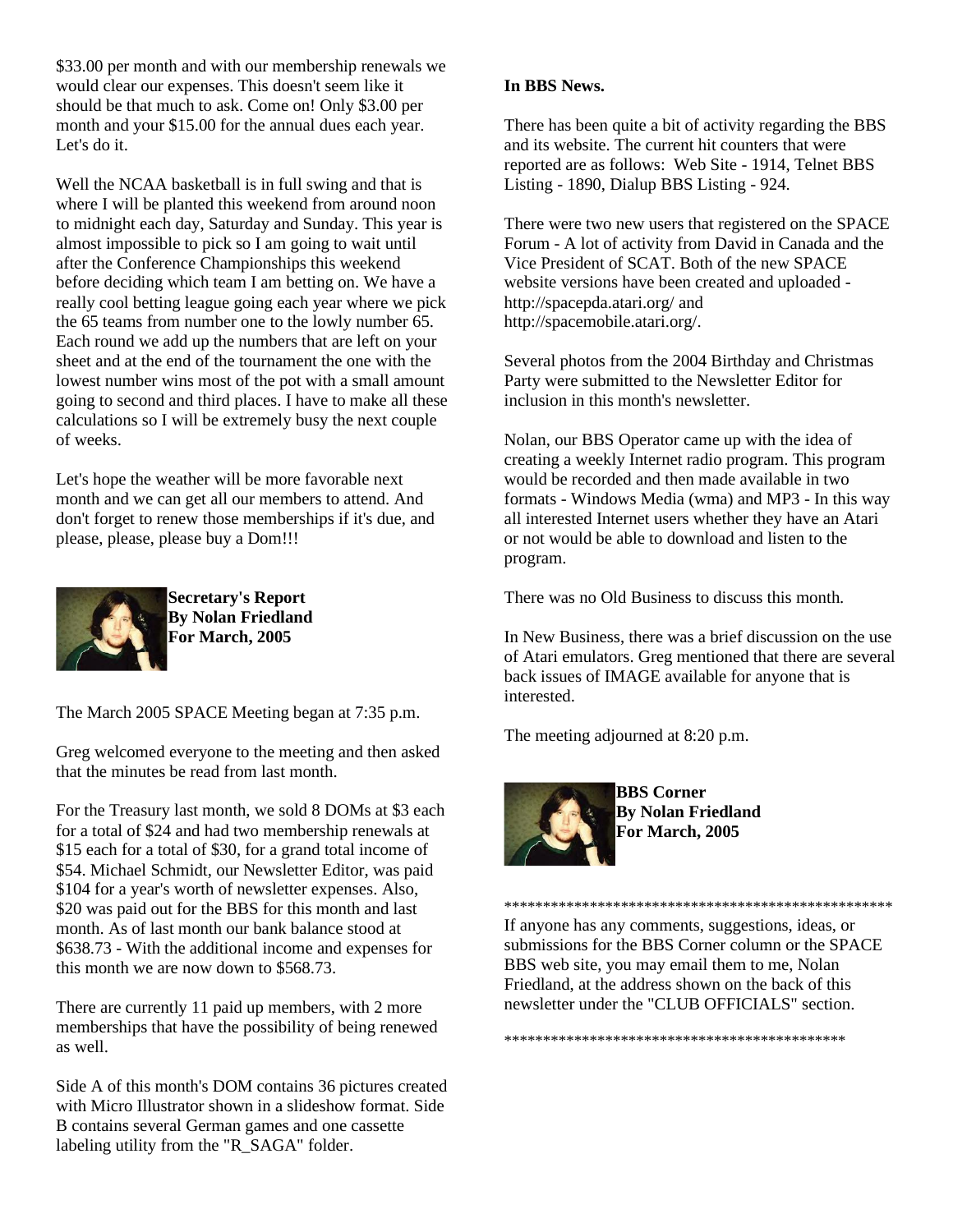$33.00 per month and with our membership renewals we would clear our expenses. This doesn't seem like it should be that much to ask. Come on! Only $3.00 per month and your $15.00 for the annual dues each year. Let's do it.

Well the NCAA basketball is in full swing and that is where I will be planted this weekend from around noon to midnight each day, Saturday and Sunday. This year is almost impossible to pick so I am going to wait until after the Conference Championships this weekend before deciding which team I am betting on. We have a really cool betting league going each year where we pick the 65 teams from number one to the lowly number 65. Each round we add up the numbers that are left on your sheet and at the end of the tournament the one with the lowest number wins most of the pot with a small amount going to second and third places. I have to make all these calculations so I will be extremely busy the next couple of weeks.

Let's hope the weather will be more favorable next month and we can get all our members to attend. And don't forget to renew those memberships if it's due, and please, please, please buy a Dom!!!

**Secretary's Report**
**By Nolan Friedland**
**For March, 2005**

The March 2005 SPACE Meeting began at 7:35 p.m.

Greg welcomed everyone to the meeting and then asked that the minutes be read from last month.

For the Treasury last month, we sold 8 DOMs at $3 each for a total of $24 and had two membership renewals at $15 each for a total of $30, for a grand total income of $54. Michael Schmidt, our Newsletter Editor, was paid $104 for a year's worth of newsletter expenses. Also, $20 was paid out for the BBS for this month and last month. As of last month our bank balance stood at $638.73 - With the additional income and expenses for this month we are now down to $568.73.

There are currently 11 paid up members, with 2 more memberships that have the possibility of being renewed as well.

Side A of this month's DOM contains 36 pictures created with Micro Illustrator shown in a slideshow format. Side B contains several German games and one cassette labeling utility from the "R_SAGA" folder.

**In BBS News.**

There has been quite a bit of activity regarding the BBS and its website. The current hit counters that were reported are as follows: Web Site - 1914, Telnet BBS Listing - 1890, Dialup BBS Listing - 924.

There were two new users that registered on the SPACE Forum - A lot of activity from David in Canada and the Vice President of SCAT. Both of the new SPACE website versions have been created and uploaded - http://spacepda.atari.org/ and http://spacemobile.atari.org/.

Several photos from the 2004 Birthday and Christmas Party were submitted to the Newsletter Editor for inclusion in this month's newsletter.

Nolan, our BBS Operator came up with the idea of creating a weekly Internet radio program. This program would be recorded and then made available in two formats - Windows Media (wma) and MP3 - In this way all interested Internet users whether they have an Atari or not would be able to download and listen to the program.

There was no Old Business to discuss this month.

In New Business, there was a brief discussion on the use of Atari emulators. Greg mentioned that there are several back issues of IMAGE available for anyone that is interested.

The meeting adjourned at 8:20 p.m.

**BBS Corner**
**By Nolan Friedland**
**For March, 2005**

***************************************************

If anyone has any comments, suggestions, ideas, or submissions for the BBS Corner column or the SPACE BBS web site, you may email them to me, Nolan Friedland, at the address shown on the back of this newsletter under the "CLUB OFFICIALS" section.

*********************************************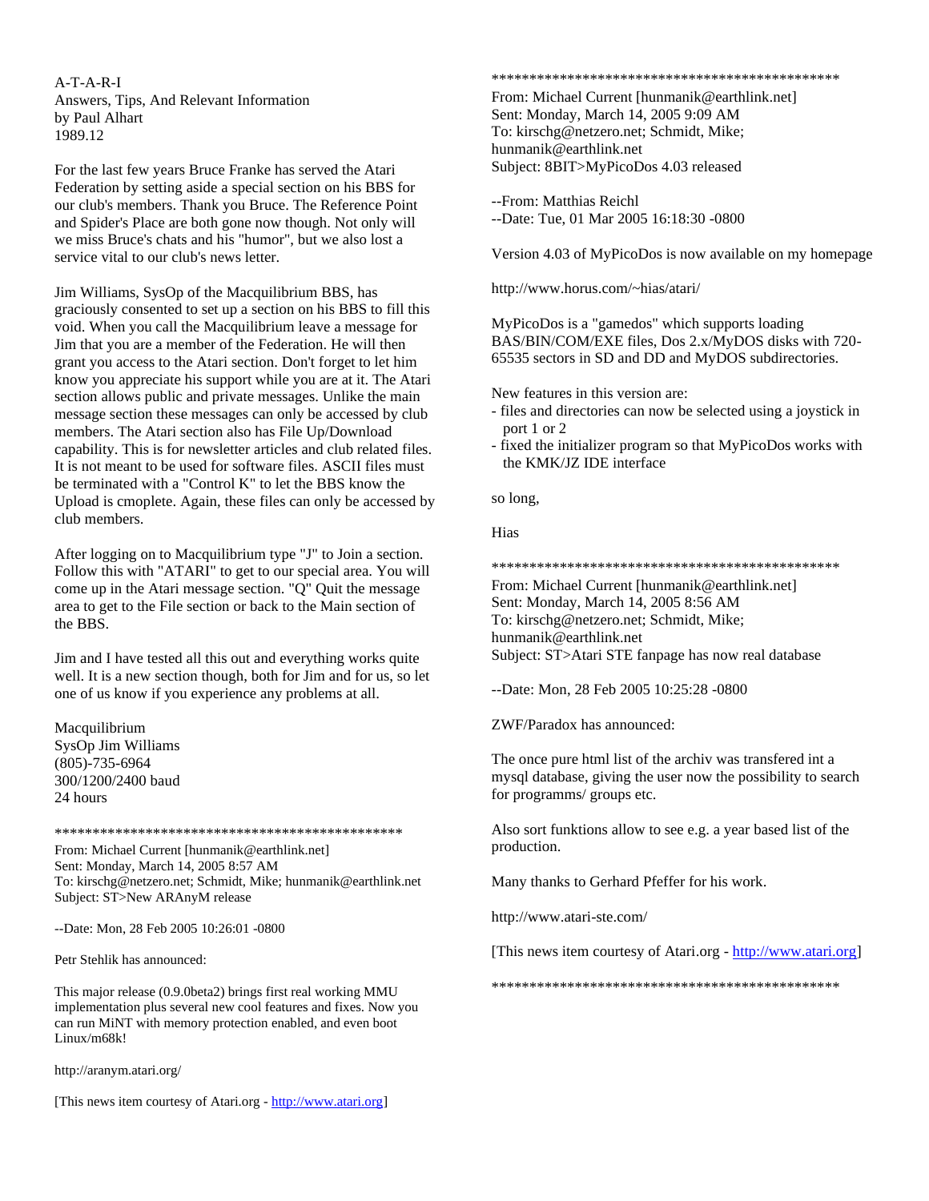A-T-A-R-I
Answers, Tips, And Relevant Information
by Paul Alhart
1989.12

For the last few years Bruce Franke has served the Atari Federation by setting aside a special section on his BBS for our club's members. Thank you Bruce. The Reference Point and Spider's Place are both gone now though. Not only will we miss Bruce's chats and his "humor", but we also lost a service vital to our club's news letter.

Jim Williams, SysOp of the Macquilibrium BBS, has graciously consented to set up a section on his BBS to fill this void. When you call the Macquilibrium leave a message for Jim that you are a member of the Federation. He will then grant you access to the Atari section. Don't forget to let him know you appreciate his support while you are at it. The Atari section allows public and private messages. Unlike the main message section these messages can only be accessed by club members. The Atari section also has File Up/Download capability. This is for newsletter articles and club related files. It is not meant to be used for software files. ASCII files must be terminated with a "Control K" to let the BBS know the Upload is cmoplete. Again, these files can only be accessed by club members.

After logging on to Macquilibrium type "J" to Join a section. Follow this with "ATARI" to get to our special area. You will come up in the Atari message section. "Q" Quit the message area to get to the File section or back to the Main section of the BBS.

Jim and I have tested all this out and everything works quite well. It is a new section though, both for Jim and for us, so let one of us know if you experience any problems at all.

Macquilibrium
SysOp Jim Williams
(805)-735-6964
300/1200/2400 baud
24 hours

***********************************************

From: Michael Current [hunmanik@earthlink.net]
Sent: Monday, March 14, 2005 8:57 AM
To: kirschg@netzero.net; Schmidt, Mike; hunmanik@earthlink.net
Subject: ST>New ARAnyM release

--Date: Mon, 28 Feb 2005 10:26:01 -0800

Petr Stehlik has announced:

This major release (0.9.0beta2) brings first real working MMU implementation plus several new cool features and fixes. Now you can run MiNT with memory protection enabled, and even boot Linux/m68k!

http://aranym.atari.org/

[This news item courtesy of Atari.org - http://www.atari.org]

***********************************************

From: Michael Current [hunmanik@earthlink.net]
Sent: Monday, March 14, 2005 9:09 AM
To: kirschg@netzero.net; Schmidt, Mike; hunmanik@earthlink.net
Subject: 8BIT>MyPicoDos 4.03 released

--From: Matthias Reichl
--Date: Tue, 01 Mar 2005 16:18:30 -0800

Version 4.03 of MyPicoDos is now available on my homepage

http://www.horus.com/~hias/atari/

MyPicoDos is a "gamedos" which supports loading BAS/BIN/COM/EXE files, Dos 2.x/MyDOS disks with 720-65535 sectors in SD and DD and MyDOS subdirectories.

New features in this version are:
- files and directories can now be selected using a joystick in port 1 or 2
- fixed the initializer program so that MyPicoDos works with the KMK/JZ IDE interface

so long,

Hias

***********************************************

From: Michael Current [hunmanik@earthlink.net]
Sent: Monday, March 14, 2005 8:56 AM
To: kirschg@netzero.net; Schmidt, Mike; hunmanik@earthlink.net
Subject: ST>Atari STE fanpage has now real database

--Date: Mon, 28 Feb 2005 10:25:28 -0800

ZWF/Paradox has announced:

The once pure html list of the archiv was transfered int a mysql database, giving the user now the possibility to search for programms/ groups etc.

Also sort funktions allow to see e.g. a year based list of the production.

Many thanks to Gerhard Pfeffer for his work.

http://www.atari-ste.com/

[This news item courtesy of Atari.org - http://www.atari.org]

***********************************************